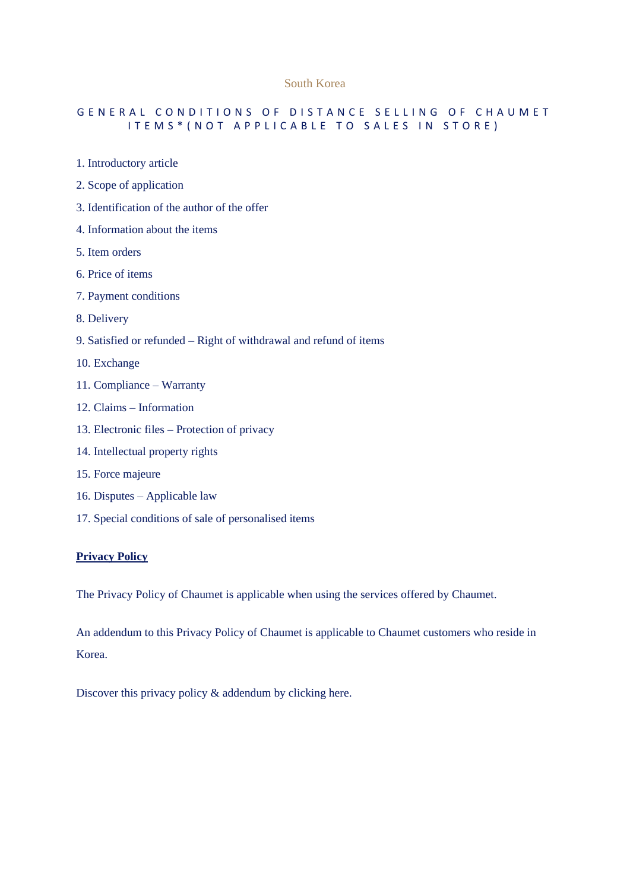South Korea

# GENERAL CONDITIONS OF DISTANCE SELLING OF CHAUMET ITEMS*(NOT APPLICABLE TO SALES IN STORE)

1. Introductory article
2. Scope of application
3. Identification of the author of the offer
4. Information about the items
5. Item orders
6. Price of items
7. Payment conditions
8. Delivery
9. Satisfied or refunded – Right of withdrawal and refund of items
10. Exchange
11. Compliance – Warranty
12. Claims – Information
13. Electronic files – Protection of privacy
14. Intellectual property rights
15. Force majeure
16. Disputes – Applicable law
17. Special conditions of sale of personalised items

**Privacy Policy**

The Privacy Policy of Chaumet is applicable when using the services offered by Chaumet.

An addendum to this Privacy Policy of Chaumet is applicable to Chaumet customers who reside in Korea.

Discover this privacy policy & addendum by clicking here.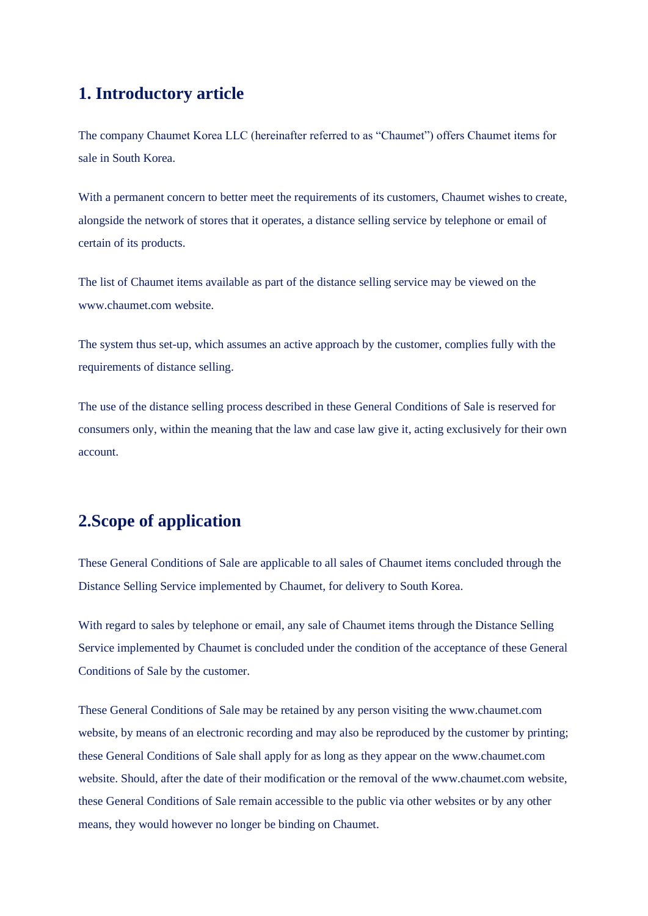## 1. Introductory article

The company Chaumet Korea LLC (hereinafter referred to as “Chaumet”) offers Chaumet items for sale in South Korea.

With a permanent concern to better meet the requirements of its customers, Chaumet wishes to create, alongside the network of stores that it operates, a distance selling service by telephone or email of certain of its products.

The list of Chaumet items available as part of the distance selling service may be viewed on the www.chaumet.com website.

The system thus set-up, which assumes an active approach by the customer, complies fully with the requirements of distance selling.

The use of the distance selling process described in these General Conditions of Sale is reserved for consumers only, within the meaning that the law and case law give it, acting exclusively for their own account.

## 2.Scope of application

These General Conditions of Sale are applicable to all sales of Chaumet items concluded through the Distance Selling Service implemented by Chaumet, for delivery to South Korea.

With regard to sales by telephone or email, any sale of Chaumet items through the Distance Selling Service implemented by Chaumet is concluded under the condition of the acceptance of these General Conditions of Sale by the customer.

These General Conditions of Sale may be retained by any person visiting the www.chaumet.com website, by means of an electronic recording and may also be reproduced by the customer by printing; these General Conditions of Sale shall apply for as long as they appear on the www.chaumet.com website. Should, after the date of their modification or the removal of the www.chaumet.com website, these General Conditions of Sale remain accessible to the public via other websites or by any other means, they would however no longer be binding on Chaumet.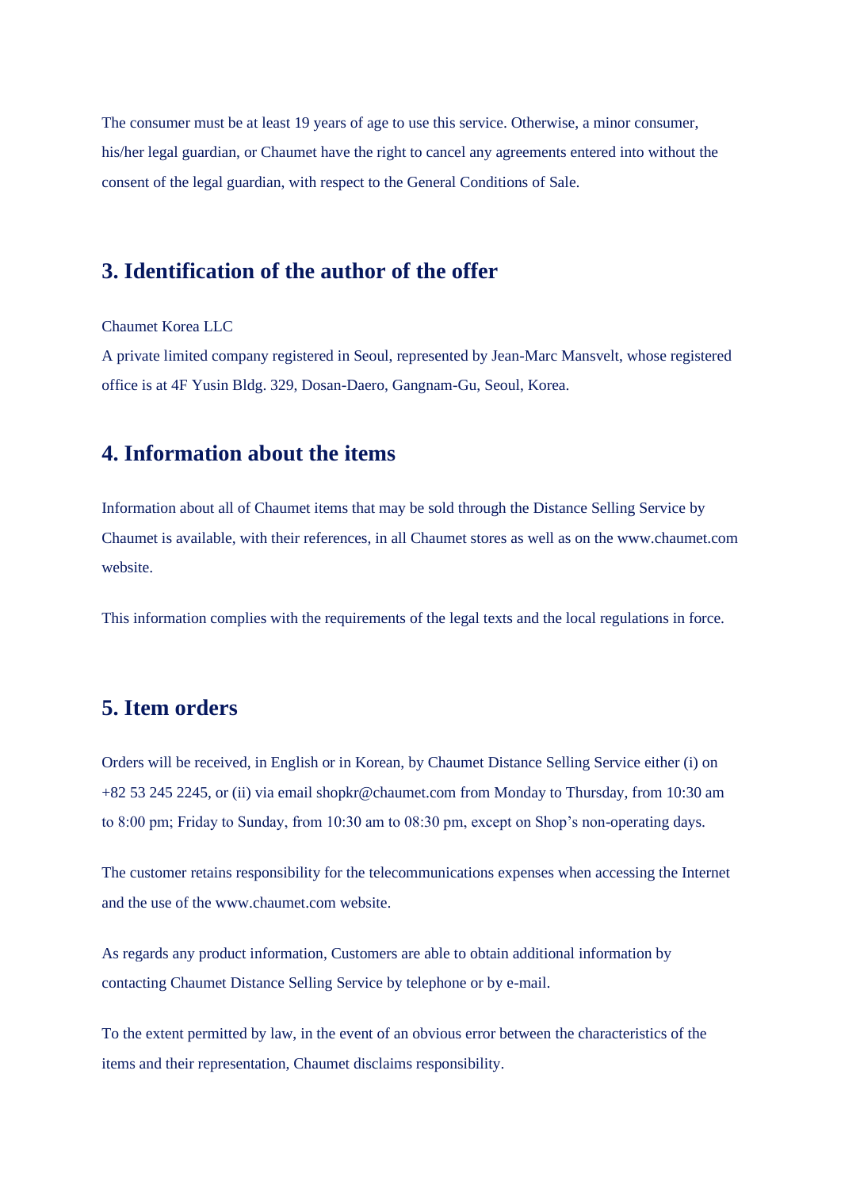The consumer must be at least 19 years of age to use this service. Otherwise, a minor consumer, his/her legal guardian, or Chaumet have the right to cancel any agreements entered into without the consent of the legal guardian, with respect to the General Conditions of Sale.

## 3. Identification of the author of the offer

Chaumet Korea LLC
A private limited company registered in Seoul, represented by Jean-Marc Mansvelt, whose registered office is at 4F Yusin Bldg. 329, Dosan-Daero, Gangnam-Gu, Seoul, Korea.

## 4. Information about the items

Information about all of Chaumet items that may be sold through the Distance Selling Service by Chaumet is available, with their references, in all Chaumet stores as well as on the www.chaumet.com website.

This information complies with the requirements of the legal texts and the local regulations in force.

## 5. Item orders

Orders will be received, in English or in Korean, by Chaumet Distance Selling Service either (i) on +82 53 245 2245, or (ii) via email shopkr@chaumet.com from Monday to Thursday, from 10:30 am to 8:00 pm; Friday to Sunday, from 10:30 am to 08:30 pm, except on Shop's non-operating days.

The customer retains responsibility for the telecommunications expenses when accessing the Internet and the use of the www.chaumet.com website.

As regards any product information, Customers are able to obtain additional information by contacting Chaumet Distance Selling Service by telephone or by e-mail.

To the extent permitted by law, in the event of an obvious error between the characteristics of the items and their representation, Chaumet disclaims responsibility.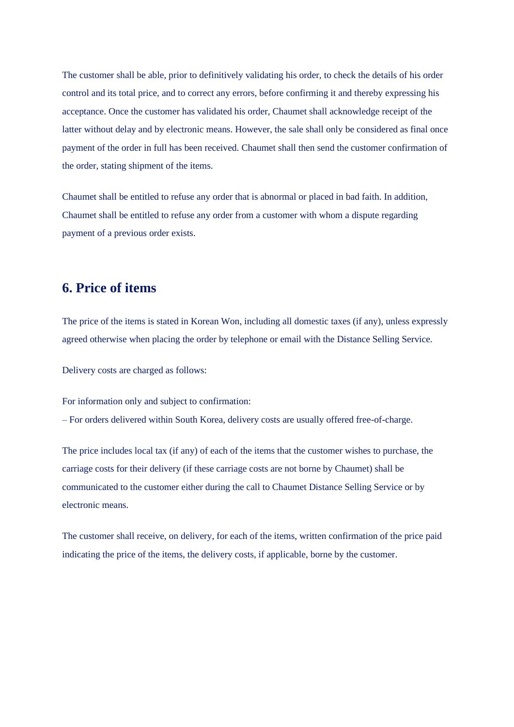The customer shall be able, prior to definitively validating his order, to check the details of his order control and its total price, and to correct any errors, before confirming it and thereby expressing his acceptance. Once the customer has validated his order, Chaumet shall acknowledge receipt of the latter without delay and by electronic means. However, the sale shall only be considered as final once payment of the order in full has been received. Chaumet shall then send the customer confirmation of the order, stating shipment of the items.

Chaumet shall be entitled to refuse any order that is abnormal or placed in bad faith. In addition, Chaumet shall be entitled to refuse any order from a customer with whom a dispute regarding payment of a previous order exists.

## 6. Price of items

The price of the items is stated in Korean Won, including all domestic taxes (if any), unless expressly agreed otherwise when placing the order by telephone or email with the Distance Selling Service.

Delivery costs are charged as follows:

For information only and subject to confirmation:
– For orders delivered within South Korea, delivery costs are usually offered free-of-charge.

The price includes local tax (if any) of each of the items that the customer wishes to purchase, the carriage costs for their delivery (if these carriage costs are not borne by Chaumet) shall be communicated to the customer either during the call to Chaumet Distance Selling Service or by electronic means.

The customer shall receive, on delivery, for each of the items, written confirmation of the price paid indicating the price of the items, the delivery costs, if applicable, borne by the customer.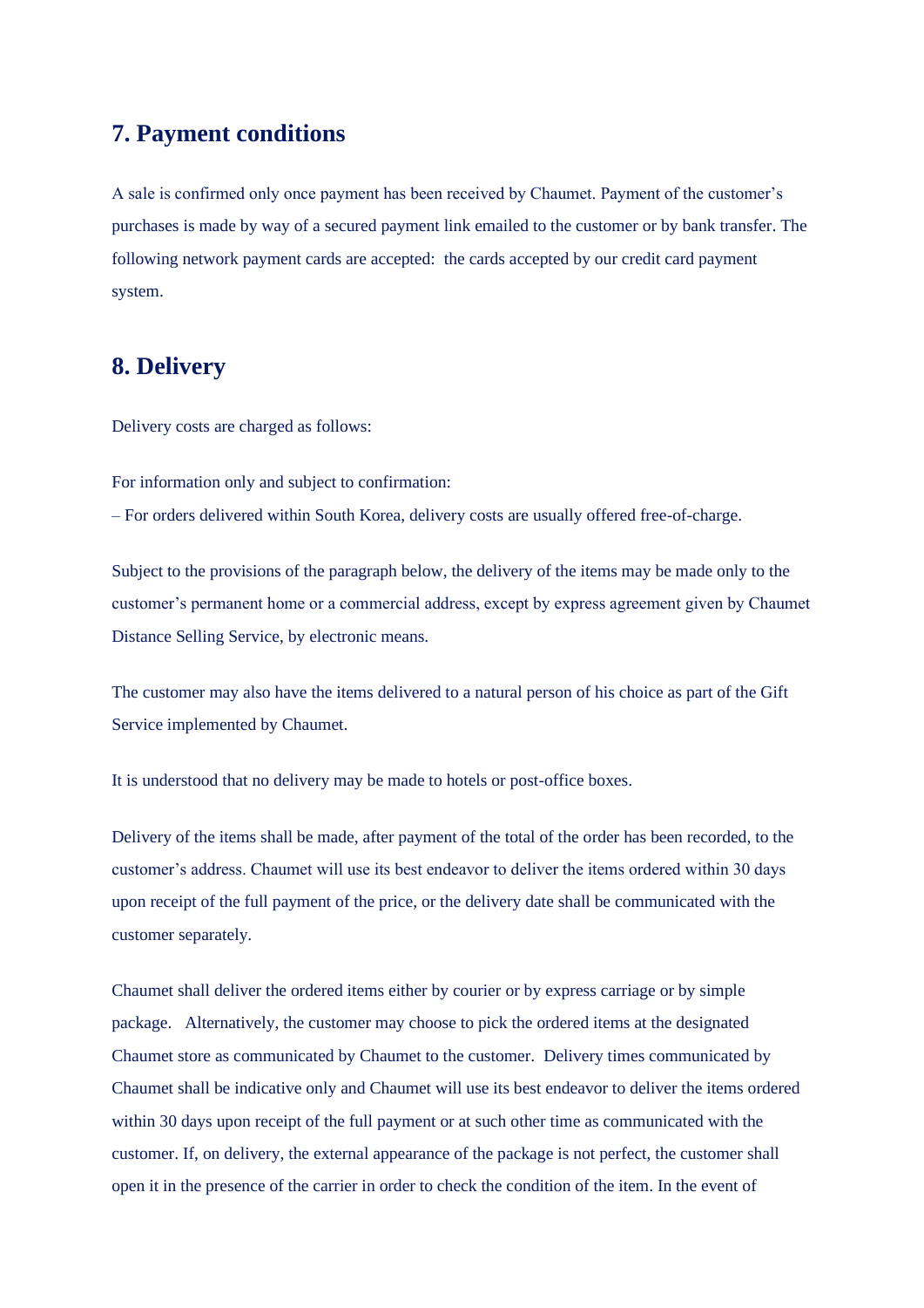## 7. Payment conditions

A sale is confirmed only once payment has been received by Chaumet. Payment of the customer's purchases is made by way of a secured payment link emailed to the customer or by bank transfer. The following network payment cards are accepted:  the cards accepted by our credit card payment system.

## 8. Delivery

Delivery costs are charged as follows:

For information only and subject to confirmation:
– For orders delivered within South Korea, delivery costs are usually offered free-of-charge.

Subject to the provisions of the paragraph below, the delivery of the items may be made only to the customer's permanent home or a commercial address, except by express agreement given by Chaumet Distance Selling Service, by electronic means.

The customer may also have the items delivered to a natural person of his choice as part of the Gift Service implemented by Chaumet.

It is understood that no delivery may be made to hotels or post-office boxes.

Delivery of the items shall be made, after payment of the total of the order has been recorded, to the customer's address. Chaumet will use its best endeavor to deliver the items ordered within 30 days upon receipt of the full payment of the price, or the delivery date shall be communicated with the customer separately.

Chaumet shall deliver the ordered items either by courier or by express carriage or by simple package.   Alternatively, the customer may choose to pick the ordered items at the designated Chaumet store as communicated by Chaumet to the customer.  Delivery times communicated by Chaumet shall be indicative only and Chaumet will use its best endeavor to deliver the items ordered within 30 days upon receipt of the full payment or at such other time as communicated with the customer. If, on delivery, the external appearance of the package is not perfect, the customer shall open it in the presence of the carrier in order to check the condition of the item. In the event of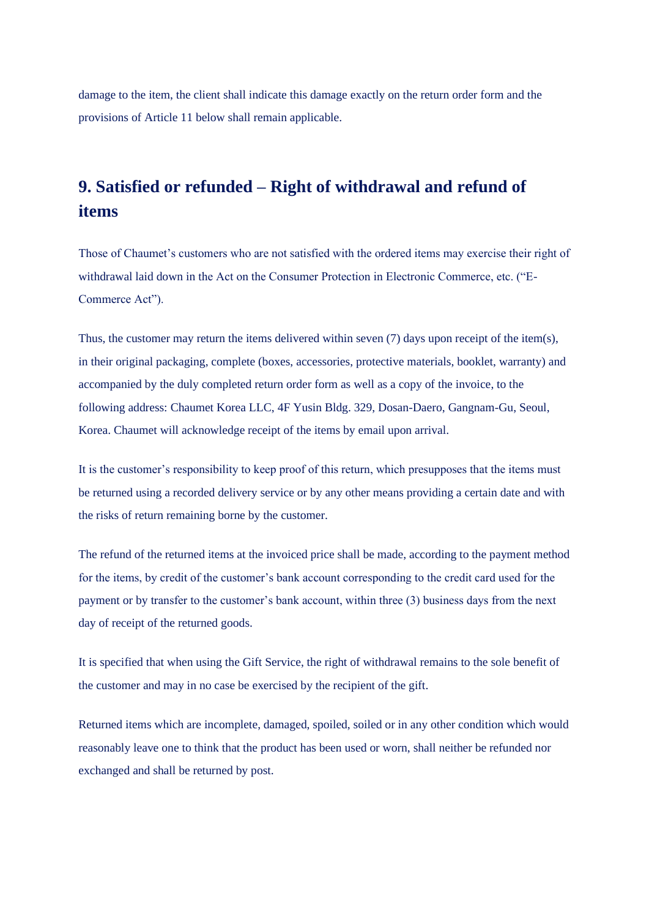damage to the item, the client shall indicate this damage exactly on the return order form and the provisions of Article 11 below shall remain applicable.

## 9. Satisfied or refunded – Right of withdrawal and refund of items

Those of Chaumet's customers who are not satisfied with the ordered items may exercise their right of withdrawal laid down in the Act on the Consumer Protection in Electronic Commerce, etc. ("E-Commerce Act").

Thus, the customer may return the items delivered within seven (7) days upon receipt of the item(s), in their original packaging, complete (boxes, accessories, protective materials, booklet, warranty) and accompanied by the duly completed return order form as well as a copy of the invoice, to the following address: Chaumet Korea LLC, 4F Yusin Bldg. 329, Dosan-Daero, Gangnam-Gu, Seoul, Korea. Chaumet will acknowledge receipt of the items by email upon arrival.

It is the customer's responsibility to keep proof of this return, which presupposes that the items must be returned using a recorded delivery service or by any other means providing a certain date and with the risks of return remaining borne by the customer.

The refund of the returned items at the invoiced price shall be made, according to the payment method for the items, by credit of the customer's bank account corresponding to the credit card used for the payment or by transfer to the customer's bank account, within three (3) business days from the next day of receipt of the returned goods.

It is specified that when using the Gift Service, the right of withdrawal remains to the sole benefit of the customer and may in no case be exercised by the recipient of the gift.

Returned items which are incomplete, damaged, spoiled, soiled or in any other condition which would reasonably leave one to think that the product has been used or worn, shall neither be refunded nor exchanged and shall be returned by post.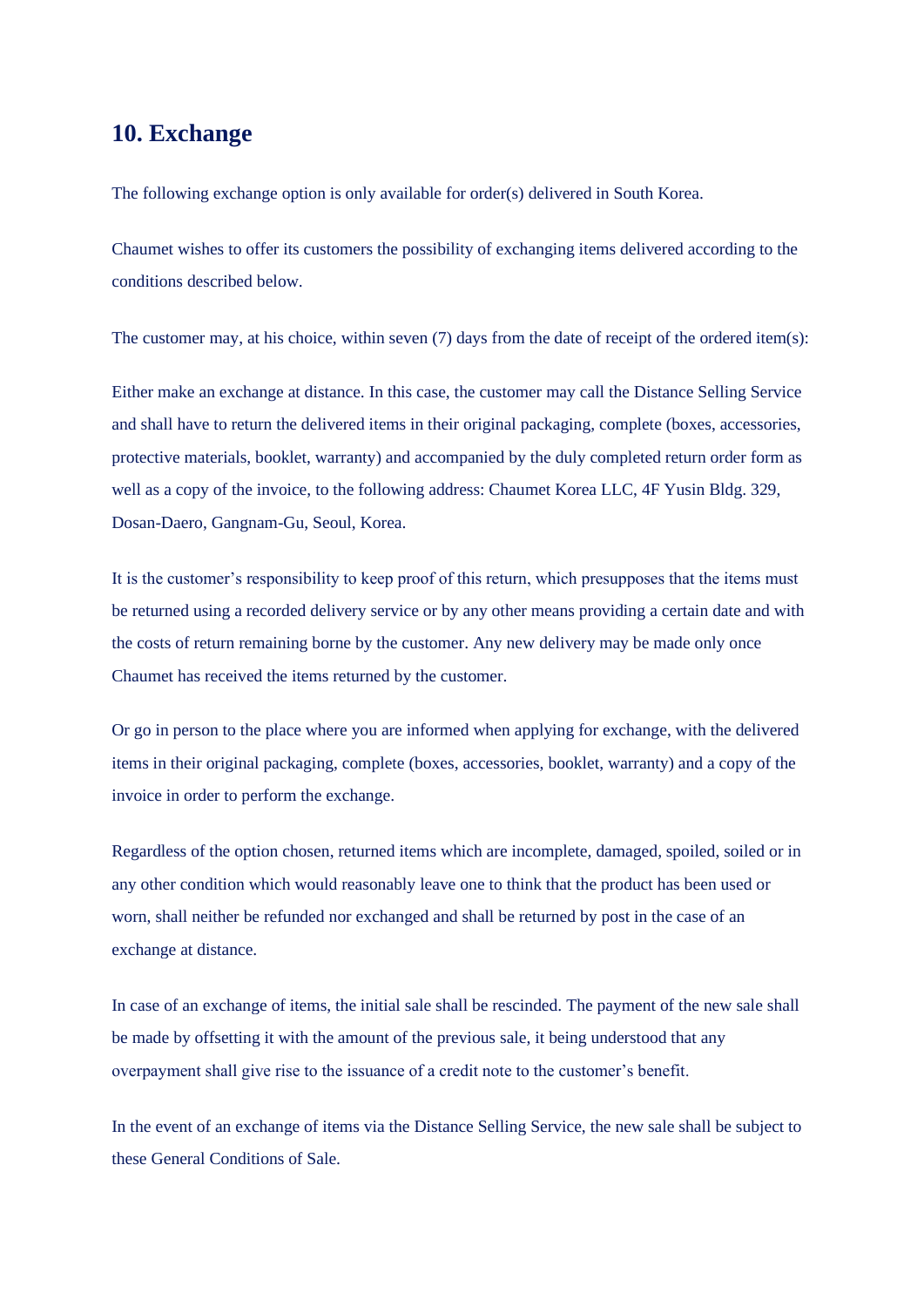## 10. Exchange

The following exchange option is only available for order(s) delivered in South Korea.

Chaumet wishes to offer its customers the possibility of exchanging items delivered according to the conditions described below.

The customer may, at his choice, within seven (7) days from the date of receipt of the ordered item(s):

Either make an exchange at distance. In this case, the customer may call the Distance Selling Service and shall have to return the delivered items in their original packaging, complete (boxes, accessories, protective materials, booklet, warranty) and accompanied by the duly completed return order form as well as a copy of the invoice, to the following address: Chaumet Korea LLC, 4F Yusin Bldg. 329, Dosan-Daero, Gangnam-Gu, Seoul, Korea.

It is the customer's responsibility to keep proof of this return, which presupposes that the items must be returned using a recorded delivery service or by any other means providing a certain date and with the costs of return remaining borne by the customer. Any new delivery may be made only once Chaumet has received the items returned by the customer.

Or go in person to the place where you are informed when applying for exchange, with the delivered items in their original packaging, complete (boxes, accessories, booklet, warranty) and a copy of the invoice in order to perform the exchange.

Regardless of the option chosen, returned items which are incomplete, damaged, spoiled, soiled or in any other condition which would reasonably leave one to think that the product has been used or worn, shall neither be refunded nor exchanged and shall be returned by post in the case of an exchange at distance.

In case of an exchange of items, the initial sale shall be rescinded. The payment of the new sale shall be made by offsetting it with the amount of the previous sale, it being understood that any overpayment shall give rise to the issuance of a credit note to the customer's benefit.

In the event of an exchange of items via the Distance Selling Service, the new sale shall be subject to these General Conditions of Sale.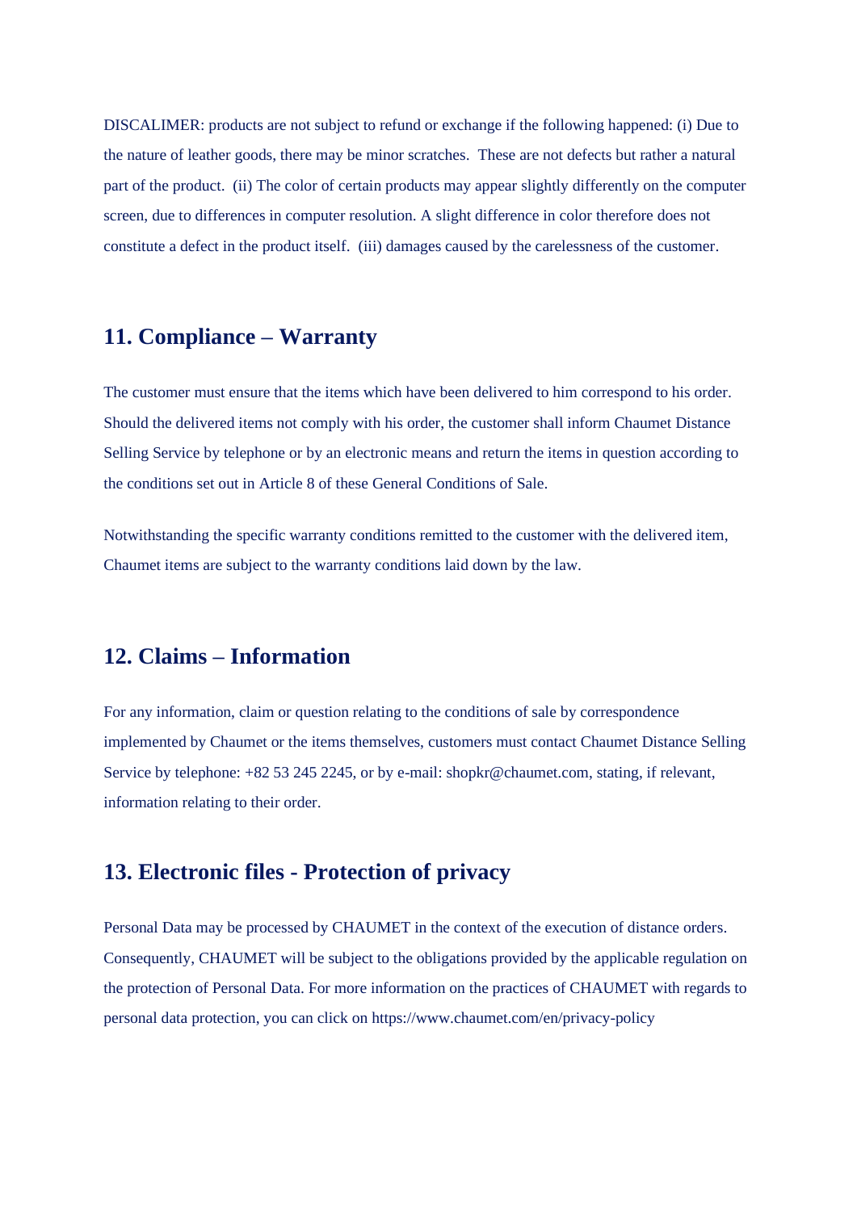DISCALIMER: products are not subject to refund or exchange if the following happened: (i) Due to the nature of leather goods, there may be minor scratches. These are not defects but rather a natural part of the product. (ii) The color of certain products may appear slightly differently on the computer screen, due to differences in computer resolution. A slight difference in color therefore does not constitute a defect in the product itself. (iii) damages caused by the carelessness of the customer.

## 11. Compliance – Warranty

The customer must ensure that the items which have been delivered to him correspond to his order. Should the delivered items not comply with his order, the customer shall inform Chaumet Distance Selling Service by telephone or by an electronic means and return the items in question according to the conditions set out in Article 8 of these General Conditions of Sale.

Notwithstanding the specific warranty conditions remitted to the customer with the delivered item, Chaumet items are subject to the warranty conditions laid down by the law.

## 12. Claims – Information

For any information, claim or question relating to the conditions of sale by correspondence implemented by Chaumet or the items themselves, customers must contact Chaumet Distance Selling Service by telephone: +82 53 245 2245, or by e-mail: shopkr@chaumet.com, stating, if relevant, information relating to their order.

## 13. Electronic files - Protection of privacy

Personal Data may be processed by CHAUMET in the context of the execution of distance orders. Consequently, CHAUMET will be subject to the obligations provided by the applicable regulation on the protection of Personal Data. For more information on the practices of CHAUMET with regards to personal data protection, you can click on https://www.chaumet.com/en/privacy-policy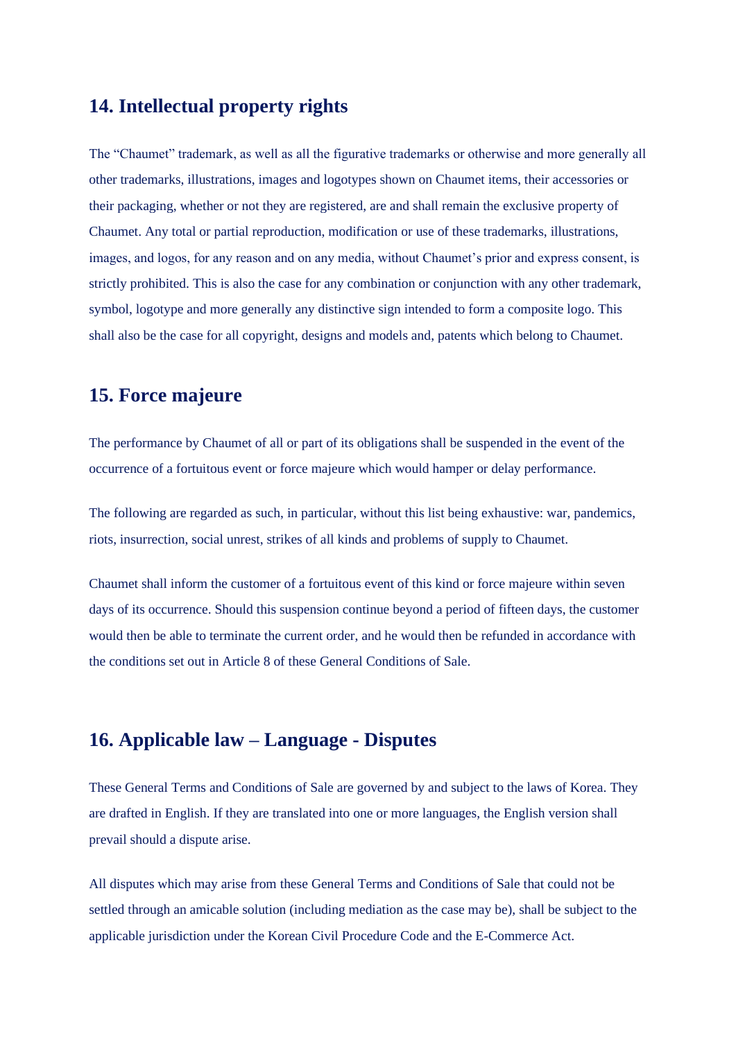## 14. Intellectual property rights

The “Chaumet” trademark, as well as all the figurative trademarks or otherwise and more generally all other trademarks, illustrations, images and logotypes shown on Chaumet items, their accessories or their packaging, whether or not they are registered, are and shall remain the exclusive property of Chaumet. Any total or partial reproduction, modification or use of these trademarks, illustrations, images, and logos, for any reason and on any media, without Chaumet’s prior and express consent, is strictly prohibited. This is also the case for any combination or conjunction with any other trademark, symbol, logotype and more generally any distinctive sign intended to form a composite logo. This shall also be the case for all copyright, designs and models and, patents which belong to Chaumet.

## 15. Force majeure

The performance by Chaumet of all or part of its obligations shall be suspended in the event of the occurrence of a fortuitous event or force majeure which would hamper or delay performance.

The following are regarded as such, in particular, without this list being exhaustive: war, pandemics, riots, insurrection, social unrest, strikes of all kinds and problems of supply to Chaumet.

Chaumet shall inform the customer of a fortuitous event of this kind or force majeure within seven days of its occurrence. Should this suspension continue beyond a period of fifteen days, the customer would then be able to terminate the current order, and he would then be refunded in accordance with the conditions set out in Article 8 of these General Conditions of Sale.

## 16. Applicable law – Language - Disputes

These General Terms and Conditions of Sale are governed by and subject to the laws of Korea. They are drafted in English. If they are translated into one or more languages, the English version shall prevail should a dispute arise.

All disputes which may arise from these General Terms and Conditions of Sale that could not be settled through an amicable solution (including mediation as the case may be), shall be subject to the applicable jurisdiction under the Korean Civil Procedure Code and the E-Commerce Act.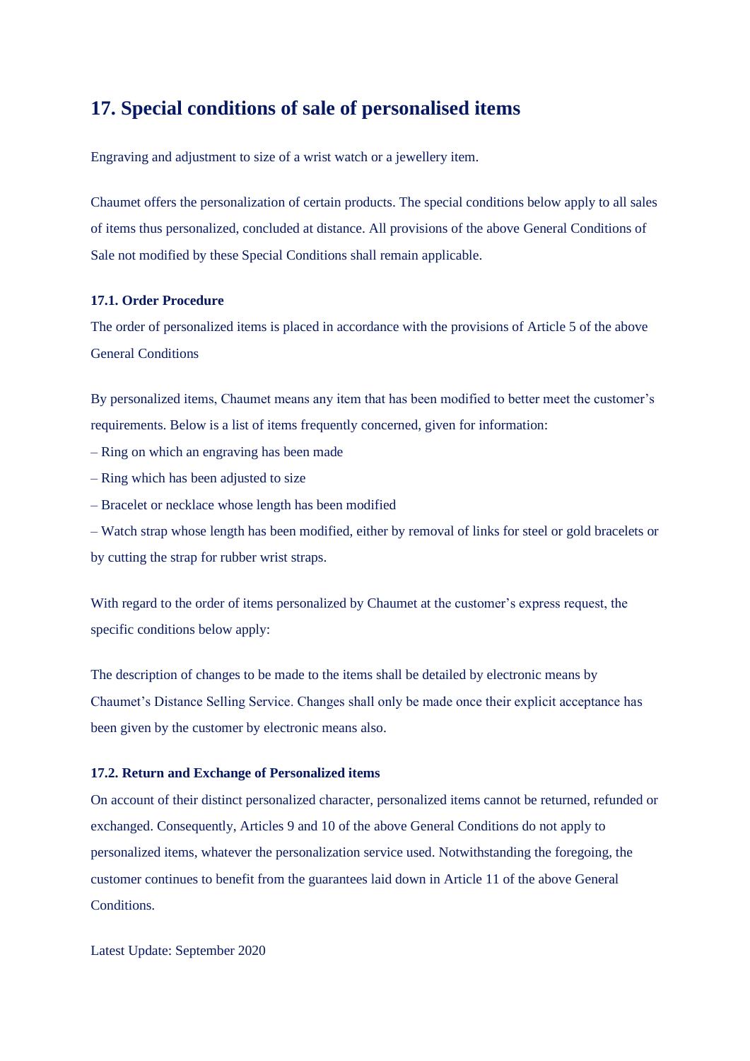## 17. Special conditions of sale of personalised items

Engraving and adjustment to size of a wrist watch or a jewellery item.

Chaumet offers the personalization of certain products. The special conditions below apply to all sales of items thus personalized, concluded at distance. All provisions of the above General Conditions of Sale not modified by these Special Conditions shall remain applicable.

### 17.1. Order Procedure

The order of personalized items is placed in accordance with the provisions of Article 5 of the above General Conditions

By personalized items, Chaumet means any item that has been modified to better meet the customer's requirements. Below is a list of items frequently concerned, given for information:

– Ring on which an engraving has been made
– Ring which has been adjusted to size
– Bracelet or necklace whose length has been modified
– Watch strap whose length has been modified, either by removal of links for steel or gold bracelets or by cutting the strap for rubber wrist straps.

With regard to the order of items personalized by Chaumet at the customer's express request, the specific conditions below apply:

The description of changes to be made to the items shall be detailed by electronic means by Chaumet's Distance Selling Service. Changes shall only be made once their explicit acceptance has been given by the customer by electronic means also.

### 17.2. Return and Exchange of Personalized items

On account of their distinct personalized character, personalized items cannot be returned, refunded or exchanged. Consequently, Articles 9 and 10 of the above General Conditions do not apply to personalized items, whatever the personalization service used. Notwithstanding the foregoing, the customer continues to benefit from the guarantees laid down in Article 11 of the above General Conditions.

Latest Update: September 2020